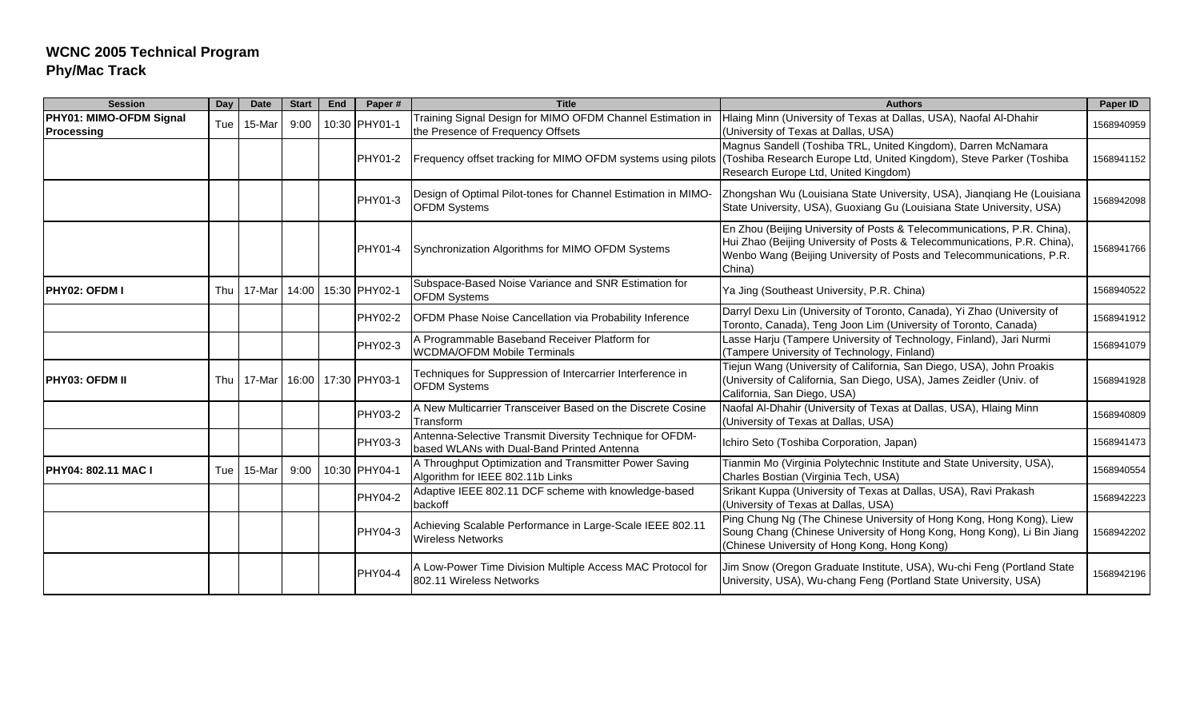# WCNC 2005 Technical Program

## Phy/Mac Track

| Session | Day | Date | Start | End | Paper # | Title | Authors | Paper ID |
|---|---|---|---|---|---|---|---|---|
| **PHY01: MIMO-OFDM Signal Processing** | Tue | 15-Mar | 9:00 | 10:30 | PHY01-1 | Training Signal Design for MIMO OFDM Channel Estimation in the Presence of Frequency Offsets | Hlaing Minn (University of Texas at Dallas, USA), Naofal Al-Dhahir (University of Texas at Dallas, USA) | 1568940959 |
| | | | | | PHY01-2 | Frequency offset tracking for MIMO OFDM systems using pilots | Magnus Sandell (Toshiba TRL, United Kingdom), Darren McNamara (Toshiba Research Europe Ltd, United Kingdom), Steve Parker (Toshiba Research Europe Ltd, United Kingdom) | 1568941152 |
| | | | | | PHY01-3 | Design of Optimal Pilot-tones for Channel Estimation in MIMO-OFDM Systems | Zhongshan Wu (Louisiana State University, USA), Jianqiang He (Louisiana State University, USA), Guoxiang Gu (Louisiana State University, USA) | 1568942098 |
| | | | | | PHY01-4 | Synchronization Algorithms for MIMO OFDM Systems | En Zhou (Beijing University of Posts & Telecommunications, P.R. China), Hui Zhao (Beijing University of Posts & Telecommunications, P.R. China), Wenbo Wang (Beijing University of Posts and Telecommunications, P.R. China) | 1568941766 |
| **PHY02: OFDM I** | Thu | 17-Mar | 14:00 | 15:30 | PHY02-1 | Subspace-Based Noise Variance and SNR Estimation for OFDM Systems | Ya Jing (Southeast University, P.R. China) | 1568940522 |
| | | | | | PHY02-2 | OFDM Phase Noise Cancellation via Probability Inference | Darryl Dexu Lin (University of Toronto, Canada), Yi Zhao (University of Toronto, Canada), Teng Joon Lim (University of Toronto, Canada) | 1568941912 |
| | | | | | PHY02-3 | A Programmable Baseband Receiver Platform for WCDMA/OFDM Mobile Terminals | Lasse Harju (Tampere University of Technology, Finland), Jari Nurmi (Tampere University of Technology, Finland) | 1568941079 |
| **PHY03: OFDM II** | Thu | 17-Mar | 16:00 | 17:30 | PHY03-1 | Techniques for Suppression of Intercarrier Interference in OFDM Systems | Tiejun Wang (University of California, San Diego, USA), John Proakis (University of California, San Diego, USA), James Zeidler (Univ. of California, San Diego, USA) | 1568941928 |
| | | | | | PHY03-2 | A New Multicarrier Transceiver Based on the Discrete Cosine Transform | Naofal Al-Dhahir (University of Texas at Dallas, USA), Hlaing Minn (University of Texas at Dallas, USA) | 1568940809 |
| | | | | | PHY03-3 | Antenna-Selective Transmit Diversity Technique for OFDM-based WLANs with Dual-Band Printed Antenna | Ichiro Seto (Toshiba Corporation, Japan) | 1568941473 |
| **PHY04: 802.11 MAC I** | Tue | 15-Mar | 9:00 | 10:30 | PHY04-1 | A Throughput Optimization and Transmitter Power Saving Algorithm for IEEE 802.11b Links | Tianmin Mo (Virginia Polytechnic Institute and State University, USA), Charles Bostian (Virginia Tech, USA) | 1568940554 |
| | | | | | PHY04-2 | Adaptive IEEE 802.11 DCF scheme with knowledge-based backoff | Srikant Kuppa (University of Texas at Dallas, USA), Ravi Prakash (University of Texas at Dallas, USA) | 1568942223 |
| | | | | | PHY04-3 | Achieving Scalable Performance in Large-Scale IEEE 802.11 Wireless Networks | Ping Chung Ng (The Chinese University of Hong Kong, Hong Kong), Liew Soung Chang (Chinese University of Hong Kong, Hong Kong), Li Bin Jiang (Chinese University of Hong Kong, Hong Kong) | 1568942202 |
| | | | | | PHY04-4 | A Low-Power Time Division Multiple Access MAC Protocol for 802.11 Wireless Networks | Jim Snow (Oregon Graduate Institute, USA), Wu-chi Feng (Portland State University, USA), Wu-chang Feng (Portland State University, USA) | 1568942196 |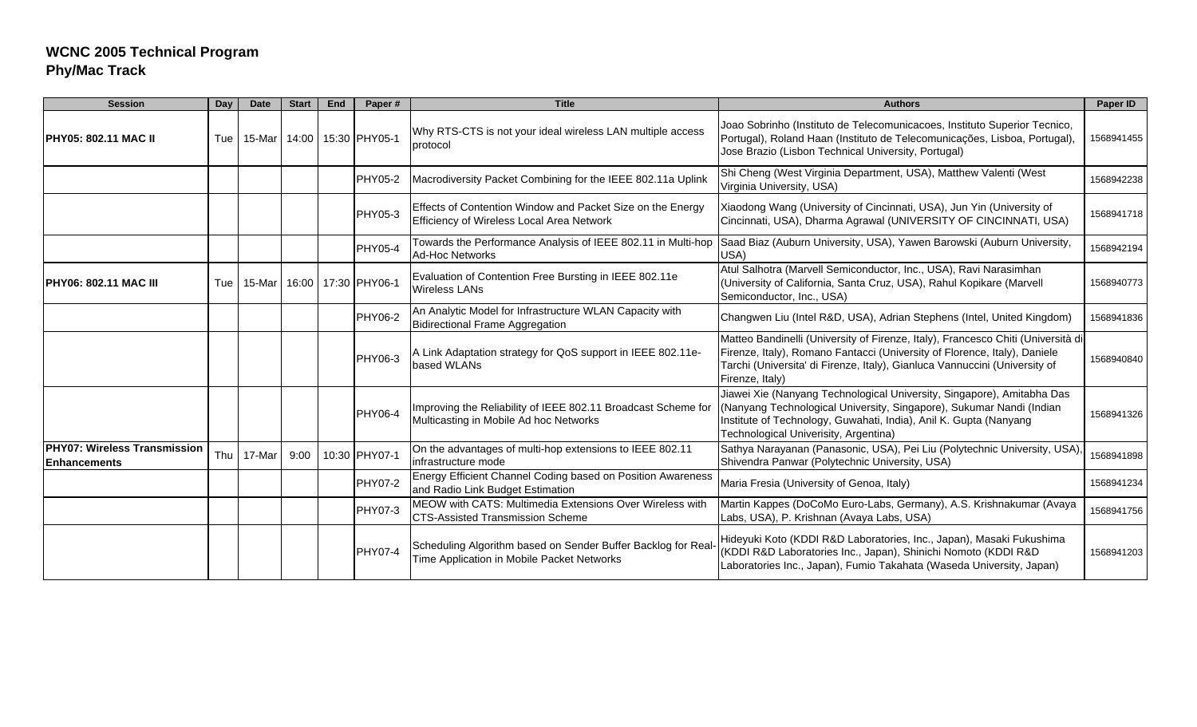**WCNC 2005 Technical Program**
**Phy/Mac Track**

| Session | Day | Date | Start | End | Paper # | Title | Authors | Paper ID |
|---|---|---|---|---|---|---|---|---|
| **PHY05: 802.11 MAC II** | Tue | 15-Mar | 14:00 | 15:30 | PHY05-1 | Why RTS-CTS is not your ideal wireless LAN multiple access protocol | Joao Sobrinho (Instituto de Telecomunicacoes, Instituto Superior Tecnico, Portugal), Roland Haan (Instituto de Telecomunicações, Lisboa, Portugal), Jose Brazio (Lisbon Technical University, Portugal) | 1568941455 |
| | | | | | PHY05-2 | Macrodiversity Packet Combining for the IEEE 802.11a Uplink | Shi Cheng (West Virginia Department, USA), Matthew Valenti (West Virginia University, USA) | 1568942238 |
| | | | | | PHY05-3 | Effects of Contention Window and Packet Size on the Energy Efficiency of Wireless Local Area Network | Xiaodong Wang (University of Cincinnati, USA), Jun Yin (University of Cincinnati, USA), Dharma Agrawal (UNIVERSITY OF CINCINNATI, USA) | 1568941718 |
| | | | | | PHY05-4 | Towards the Performance Analysis of IEEE 802.11 in Multi-hop Ad-Hoc Networks | Saad Biaz (Auburn University, USA), Yawen Barowski (Auburn University, USA) | 1568942194 |
| **PHY06: 802.11 MAC III** | Tue | 15-Mar | 16:00 | 17:30 | PHY06-1 | Evaluation of Contention Free Bursting in IEEE 802.11e Wireless LANs | Atul Salhotra (Marvell Semiconductor, Inc., USA), Ravi Narasimhan (University of California, Santa Cruz, USA), Rahul Kopikare (Marvell Semiconductor, Inc., USA) | 1568940773 |
| | | | | | PHY06-2 | An Analytic Model for Infrastructure WLAN Capacity with Bidirectional Frame Aggregation | Changwen Liu (Intel R&D, USA), Adrian Stephens (Intel, United Kingdom) | 1568941836 |
| | | | | | PHY06-3 | A Link Adaptation strategy for QoS support in IEEE 802.11e-based WLANs | Matteo Bandinelli (University of Firenze, Italy), Francesco Chiti (Università di Firenze, Italy), Romano Fantacci (University of Florence, Italy), Daniele Tarchi (Universita' di Firenze, Italy), Gianluca Vannuccini (University of Firenze, Italy) | 1568940840 |
| | | | | | PHY06-4 | Improving the Reliability of IEEE 802.11 Broadcast Scheme for Multicasting in Mobile Ad hoc Networks | Jiawei Xie (Nanyang Technological University, Singapore), Amitabha Das (Nanyang Technological University, Singapore), Sukumar Nandi (Indian Institute of Technology, Guwahati, India), Anil K. Gupta (Nanyang Technological Univerisity, Argentina) | 1568941326 |
| **PHY07: Wireless Transmission Enhancements** | Thu | 17-Mar | 9:00 | 10:30 | PHY07-1 | On the advantages of multi-hop extensions to IEEE 802.11 infrastructure mode | Sathya Narayanan (Panasonic, USA), Pei Liu (Polytechnic University, USA), Shivendra Panwar (Polytechnic University, USA) | 1568941898 |
| | | | | | PHY07-2 | Energy Efficient Channel Coding based on Position Awareness and Radio Link Budget Estimation | Maria Fresia (University of Genoa, Italy) | 1568941234 |
| | | | | | PHY07-3 | MEOW with CATS: Multimedia Extensions Over Wireless with CTS-Assisted Transmission Scheme | Martin Kappes (DoCoMo Euro-Labs, Germany), A.S. Krishnakumar (Avaya Labs, USA), P. Krishnan (Avaya Labs, USA) | 1568941756 |
| | | | | | PHY07-4 | Scheduling Algorithm based on Sender Buffer Backlog for Real-Time Application in Mobile Packet Networks | Hideyuki Koto (KDDI R&D Laboratories, Inc., Japan), Masaki Fukushima (KDDI R&D Laboratories Inc., Japan), Shinichi Nomoto (KDDI R&D Laboratories Inc., Japan), Fumio Takahata (Waseda University, Japan) | 1568941203 |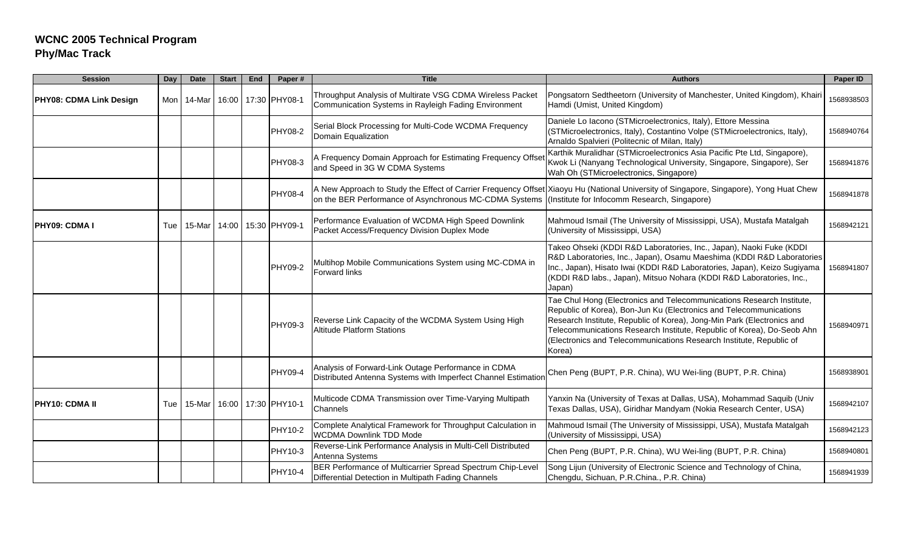**WCNC 2005 Technical Program**
**Phy/Mac Track**

| Session | Day | Date | Start | End | Paper # | Title | Authors | Paper ID |
|---|---|---|---|---|---|---|---|---|
| **PHY08: CDMA Link Design** | Mon | 14-Mar | 16:00 | 17:30 | PHY08-1 | Throughput Analysis of Multirate VSG CDMA Wireless Packet Communication Systems in Rayleigh Fading Environment | Pongsatorn Sedtheetorn (University of Manchester, United Kingdom), Khairi Hamdi (Umist, United Kingdom) | 1568938503 |
| | | | | | PHY08-2 | Serial Block Processing for Multi-Code WCDMA Frequency Domain Equalization | Daniele Lo Iacono (STMicroelectronics, Italy), Ettore Messina (STMicroelectronics, Italy), Costantino Volpe (STMicroelectronics, Italy), Arnaldo Spalvieri (Politecnic of Milan, Italy) | 1568940764 |
| | | | | | PHY08-3 | A Frequency Domain Approach for Estimating Frequency Offset and Speed in 3G W CDMA Systems | Karthik Muralidhar (STMicroelectronics Asia Pacific Pte Ltd, Singapore), Kwok Li (Nanyang Technological University, Singapore, Singapore), Ser Wah Oh (STMicroelectronics, Singapore) | 1568941876 |
| | | | | | PHY08-4 | A New Approach to Study the Effect of Carrier Frequency Offset on the BER Performance of Asynchronous MC-CDMA Systems | Xiaoyu Hu (National University of Singapore, Singapore), Yong Huat Chew (Institute for Infocomm Research, Singapore) | 1568941878 |
| **PHY09: CDMA I** | Tue | 15-Mar | 14:00 | 15:30 | PHY09-1 | Performance Evaluation of WCDMA High Speed Downlink Packet Access/Frequency Division Duplex Mode | Mahmoud Ismail (The University of Mississippi, USA), Mustafa Matalgah (University of Mississippi, USA) | 1568942121 |
| | | | | | PHY09-2 | Multihop Mobile Communications System using MC-CDMA in Forward links | Takeo Ohseki (KDDI R&D Laboratories, Inc., Japan), Naoki Fuke (KDDI R&D Laboratories, Inc., Japan), Osamu Maeshima (KDDI R&D Laboratories Inc., Japan), Hisato Iwai (KDDI R&D Laboratories, Japan), Keizo Sugiyama (KDDI R&D labs., Japan), Mitsuo Nohara (KDDI R&D Laboratories, Inc., Japan) | 1568941807 |
| | | | | | PHY09-3 | Reverse Link Capacity of the WCDMA System Using High Altitude Platform Stations | Tae Chul Hong (Electronics and Telecommunications Research Institute, Republic of Korea), Bon-Jun Ku (Electronics and Telecommunications Research Institute, Republic of Korea), Jong-Min Park (Electronics and Telecommunications Research Institute, Republic of Korea), Do-Seob Ahn (Electronics and Telecommunications Research Institute, Republic of Korea) | 1568940971 |
| | | | | | PHY09-4 | Analysis of Forward-Link Outage Performance in CDMA Distributed Antenna Systems with Imperfect Channel Estimation | Chen Peng (BUPT, P.R. China), WU Wei-ling (BUPT, P.R. China) | 1568938901 |
| **PHY10: CDMA II** | Tue | 15-Mar | 16:00 | 17:30 | PHY10-1 | Multicode CDMA Transmission over Time-Varying Multipath Channels | Yanxin Na (University of Texas at Dallas, USA), Mohammad Saquib (Univ Texas Dallas, USA), Giridhar Mandyam (Nokia Research Center, USA) | 1568942107 |
| | | | | | PHY10-2 | Complete Analytical Framework for Throughput Calculation in WCDMA Downlink TDD Mode | Mahmoud Ismail (The University of Mississippi, USA), Mustafa Matalgah (University of Mississippi, USA) | 1568942123 |
| | | | | | PHY10-3 | Reverse-Link Performance Analysis in Multi-Cell Distributed Antenna Systems | Chen Peng (BUPT, P.R. China), WU Wei-ling (BUPT, P.R. China) | 1568940801 |
| | | | | | PHY10-4 | BER Performance of Multicarrier Spread Spectrum Chip-Level Differential Detection in Multipath Fading Channels | Song Lijun (University of Electronic Science and Technology of China, Chengdu, Sichuan, P.R.China., P.R. China) | 1568941939 |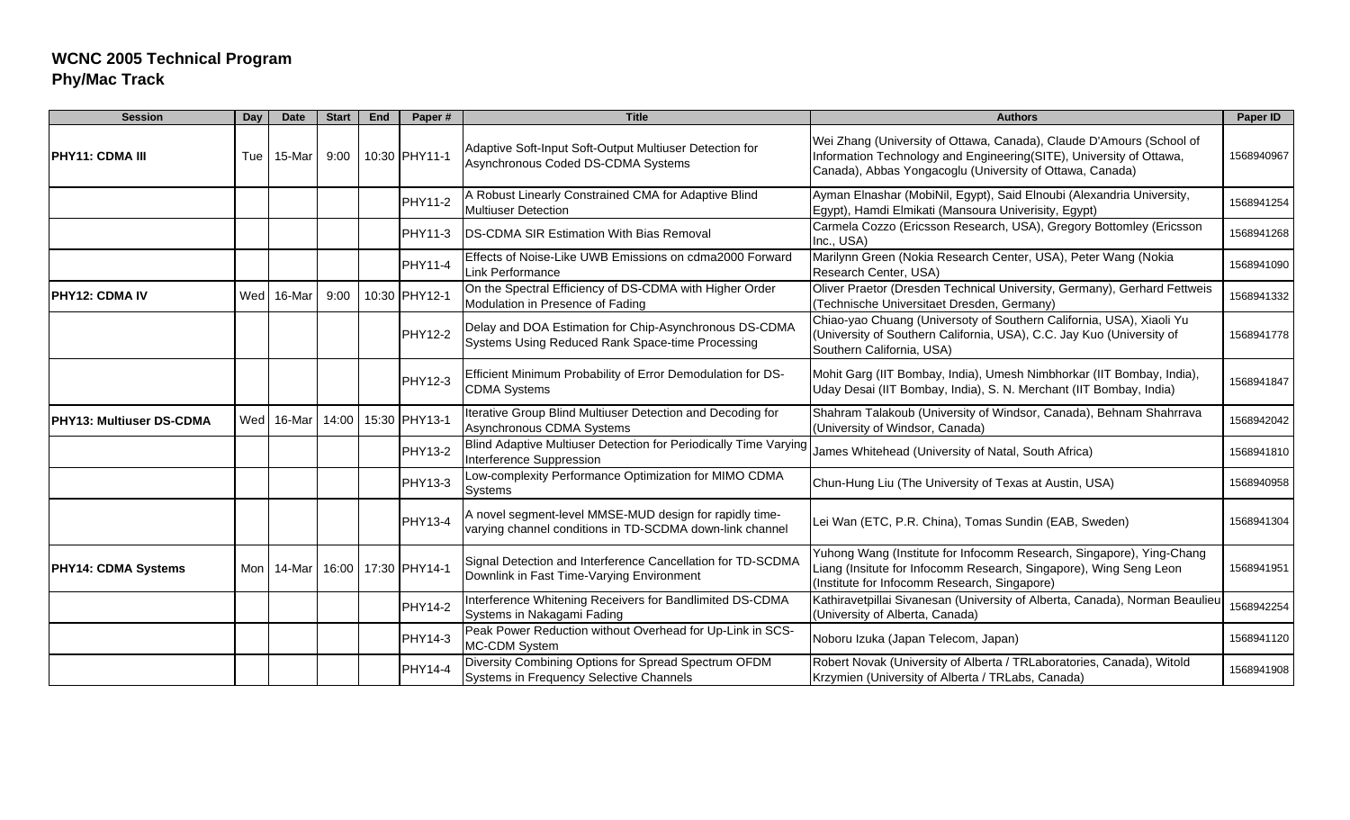**WCNC 2005 Technical Program**
**Phy/Mac Track**

| Session | Day | Date | Start | End | Paper # | Title | Authors | Paper ID |
|---|---|---|---|---|---|---|---|---|
| PHY11: CDMA III | Tue | 15-Mar | 9:00 | 10:30 | PHY11-1 | Adaptive Soft-Input Soft-Output Multiuser Detection for Asynchronous Coded DS-CDMA Systems | Wei Zhang (University of Ottawa, Canada), Claude D'Amours (School of Information Technology and Engineering(SITE), University of Ottawa, Canada), Abbas Yongacoglu (University of Ottawa, Canada) | 1568940967 |
| | | | | | PHY11-2 | A Robust Linearly Constrained CMA for Adaptive Blind Multiuser Detection | Ayman Elnashar (MobiNil, Egypt), Said Elnoubi (Alexandria University, Egypt), Hamdi Elmikati (Mansoura Univerisity, Egypt) | 1568941254 |
| | | | | | PHY11-3 | DS-CDMA SIR Estimation With Bias Removal | Carmela Cozzo (Ericsson Research, USA), Gregory Bottomley (Ericsson Inc., USA) | 1568941268 |
| | | | | | PHY11-4 | Effects of Noise-Like UWB Emissions on cdma2000 Forward Link Performance | Marilynn Green (Nokia Research Center, USA), Peter Wang (Nokia Research Center, USA) | 1568941090 |
| PHY12: CDMA IV | Wed | 16-Mar | 9:00 | 10:30 | PHY12-1 | On the Spectral Efficiency of DS-CDMA with Higher Order Modulation in Presence of Fading | Oliver Praetor (Dresden Technical University, Germany), Gerhard Fettweis (Technische Universitaet Dresden, Germany) | 1568941332 |
| | | | | | PHY12-2 | Delay and DOA Estimation for Chip-Asynchronous DS-CDMA Systems Using Reduced Rank Space-time Processing | Chiao-yao Chuang (Universoty of Southern California, USA), Xiaoli Yu (University of Southern California, USA), C.C. Jay Kuo (University of Southern California, USA) | 1568941778 |
| | | | | | PHY12-3 | Efficient Minimum Probability of Error Demodulation for DS-CDMA Systems | Mohit Garg (IIT Bombay, India), Umesh Nimbhorkar (IIT Bombay, India), Uday Desai (IIT Bombay, India), S. N. Merchant (IIT Bombay, India) | 1568941847 |
| PHY13: Multiuser DS-CDMA | Wed | 16-Mar | 14:00 | 15:30 | PHY13-1 | Iterative Group Blind Multiuser Detection and Decoding for Asynchronous CDMA Systems | Shahram Talakoub (University of Windsor, Canada), Behnam Shahrrava (University of Windsor, Canada) | 1568942042 |
| | | | | | PHY13-2 | Blind Adaptive Multiuser Detection for Periodically Time Varying Interference Suppression | James Whitehead (University of Natal, South Africa) | 1568941810 |
| | | | | | PHY13-3 | Low-complexity Performance Optimization for MIMO CDMA Systems | Chun-Hung Liu (The University of Texas at Austin, USA) | 1568940958 |
| | | | | | PHY13-4 | A novel segment-level MMSE-MUD design for rapidly time-varying channel conditions in TD-SCDMA down-link channel | Lei Wan (ETC, P.R. China), Tomas Sundin (EAB, Sweden) | 1568941304 |
| PHY14: CDMA Systems | Mon | 14-Mar | 16:00 | 17:30 | PHY14-1 | Signal Detection and Interference Cancellation for TD-SCDMA Downlink in Fast Time-Varying Environment | Yuhong Wang (Institute for Infocomm Research, Singapore), Ying-Chang Liang (Insitute for Infocomm Research, Singapore), Wing Seng Leon (Institute for Infocomm Research, Singapore) | 1568941951 |
| | | | | | PHY14-2 | Interference Whitening Receivers for Bandlimited DS-CDMA Systems in Nakagami Fading | Kathiravetpillai Sivanesan (University of Alberta, Canada), Norman Beaulieu (University of Alberta, Canada) | 1568942254 |
| | | | | | PHY14-3 | Peak Power Reduction without Overhead for Up-Link in SCS-MC-CDM System | Noboru Izuka (Japan Telecom, Japan) | 1568941120 |
| | | | | | PHY14-4 | Diversity Combining Options for Spread Spectrum OFDM Systems in Frequency Selective Channels | Robert Novak (University of Alberta / TRLaboratories, Canada), Witold Krzymien (University of Alberta / TRLabs, Canada) | 1568941908 |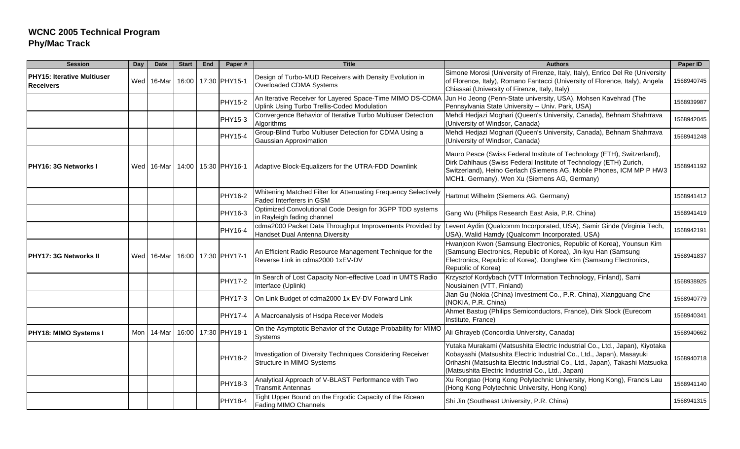**WCNC 2005 Technical Program**
**Phy/Mac Track**

| Session | Day | Date | Start | End | Paper # | Title | Authors | Paper ID |
|---|---|---|---|---|---|---|---|---|
| **PHY15: Iterative Multiuser Receivers** | Wed | 16-Mar | 16:00 | 17:30 | PHY15-1 | Design of Turbo-MUD Receivers with Density Evolution in Overloaded CDMA Systems | Simone Morosi (University of Firenze, Italy, Italy), Enrico Del Re (University of Florence, Italy), Romano Fantacci (University of Florence, Italy), Angela Chiassai (University of Firenze, Italy, Italy) | 1568940745 |
| | | | | | PHY15-2 | An Iterative Receiver for Layered Space-Time MIMO DS-CDMA Uplink Using Turbo Trellis-Coded Modulation | Jun Ho Jeong (Penn-State university, USA), Mohsen Kavehrad (The Pennsylvania State University -- Univ. Park, USA) | 1568939987 |
| | | | | | PHY15-3 | Convergence Behavior of Iterative Turbo Multiuser Detection Algorithms | Mehdi Hedjazi Moghari (Queen's University, Canada), Behnam Shahrrava (University of Windsor, Canada) | 1568942045 |
| | | | | | PHY15-4 | Group-Blind Turbo Multiuser Detection for CDMA Using a Gaussian Approximation | Mehdi Hedjazi Moghari (Queen's University, Canada), Behnam Shahrrava (University of Windsor, Canada) | 1568941248 |
| **PHY16: 3G Networks I** | Wed | 16-Mar | 14:00 | 15:30 | PHY16-1 | Adaptive Block-Equalizers for the UTRA-FDD Downlink | Mauro Pesce (Swiss Federal Institute of Technology (ETH), Switzerland), Dirk Dahlhaus (Swiss Federal Institute of Technology (ETH) Zurich, Switzerland), Heino Gerlach (Siemens AG, Mobile Phones, ICM MP P HW3 MCH1, Germany), Wen Xu (Siemens AG, Germany) | 1568941192 |
| | | | | | PHY16-2 | Whitening Matched Filter for Attenuating Frequency Selectively Faded Interferers in GSM | Hartmut Wilhelm (Siemens AG, Germany) | 1568941412 |
| | | | | | PHY16-3 | Optimized Convolutional Code Design for 3GPP TDD systems in Rayleigh fading channel | Gang Wu (Philips Research East Asia, P.R. China) | 1568941419 |
| | | | | | PHY16-4 | cdma2000 Packet Data Throughput Improvements Provided by Handset Dual Antenna Diversity | Levent Aydin (Qualcomm Incorporated, USA), Samir Ginde (Virginia Tech, USA), Walid Hamdy (Qualcomm Incorporated, USA) | 1568942191 |
| **PHY17: 3G Networks II** | Wed | 16-Mar | 16:00 | 17:30 | PHY17-1 | An Efficient Radio Resource Management Technique for the Reverse Link in cdma2000 1xEV-DV | Hwanjoon Kwon (Samsung Electronics, Republic of Korea), Younsun Kim (Samsung Electronics, Republic of Korea), Jin-kyu Han (Samsung Electronics, Republic of Korea), Donghee Kim (Samsung Electronics, Republic of Korea) | 1568941837 |
| | | | | | PHY17-2 | In Search of Lost Capacity Non-effective Load in UMTS Radio Interface (Uplink) | Krzysztof Kordybach (VTT Information Technology, Finland), Sami Nousiainen (VTT, Finland) | 1568938925 |
| | | | | | PHY17-3 | On Link Budget of cdma2000 1x EV-DV Forward Link | Jian Gu (Nokia (China) Investment Co., P.R. China), Xiangguang Che (NOKIA, P.R. China) | 1568940779 |
| | | | | | PHY17-4 | A Macroanalysis of Hsdpa Receiver Models | Ahmet Bastug (Philips Semiconductors, France), Dirk Slock (Eurecom Institute, France) | 1568940341 |
| **PHY18: MIMO Systems I** | Mon | 14-Mar | 16:00 | 17:30 | PHY18-1 | On the Asymptotic Behavior of the Outage Probability for MIMO Systems | Ali Ghrayeb (Concordia University, Canada) | 1568940662 |
| | | | | | PHY18-2 | Investigation of Diversity Techniques Considering Receiver Structure in MIMO Systems | Yutaka Murakami (Matsushita Electric Industrial Co., Ltd., Japan), Kiyotaka Kobayashi (Matsushita Electric Industrial Co., Ltd., Japan), Masayuki Orihashi (Matsushita Electric Industrial Co., Ltd., Japan), Takashi Matsuoka (Matsushita Electric Industrial Co., Ltd., Japan) | 1568940718 |
| | | | | | PHY18-3 | Analytical Approach of V-BLAST Performance with Two Transmit Antennas | Xu Rongtao (Hong Kong Polytechnic University, Hong Kong), Francis Lau (Hong Kong Polytechnic University, Hong Kong) | 1568941140 |
| | | | | | PHY18-4 | Tight Upper Bound on the Ergodic Capacity of the Ricean Fading MIMO Channels | Shi Jin (Southeast University, P.R. China) | 1568941315 |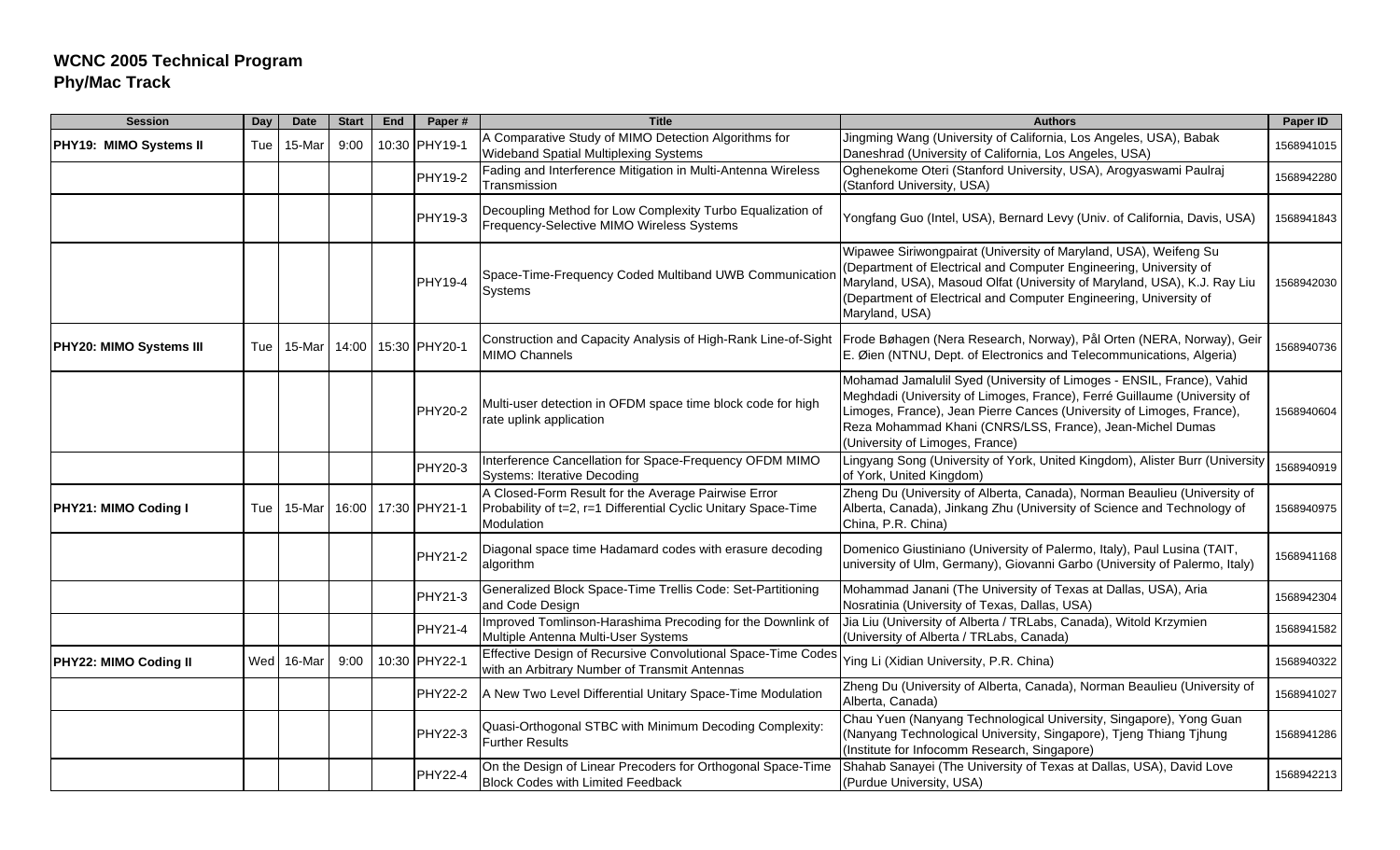**WCNC 2005 Technical Program**
**Phy/Mac Track**

| Session | Day | Date | Start | End | Paper # | Title | Authors | Paper ID |
|---|---|---|---|---|---|---|---|---|
| **PHY19: MIMO Systems II** | Tue | 15-Mar | 9:00 | 10:30 | PHY19-1 | A Comparative Study of MIMO Detection Algorithms for Wideband Spatial Multiplexing Systems | Jingming Wang (University of California, Los Angeles, USA), Babak Daneshrad (University of California, Los Angeles, USA) | 1568941015 |
| | | | | | PHY19-2 | Fading and Interference Mitigation in Multi-Antenna Wireless Transmission | Oghenekome Oteri (Stanford University, USA), Arogyaswami Paulraj (Stanford University, USA) | 1568942280 |
| | | | | | PHY19-3 | Decoupling Method for Low Complexity Turbo Equalization of Frequency-Selective MIMO Wireless Systems | Yongfang Guo (Intel, USA), Bernard Levy (Univ. of California, Davis, USA) | 1568941843 |
| | | | | | PHY19-4 | Space-Time-Frequency Coded Multiband UWB Communication Systems | Wipawee Siriwongpairat (University of Maryland, USA), Weifeng Su (Department of Electrical and Computer Engineering, University of Maryland, USA), Masoud Olfat (University of Maryland, USA), K.J. Ray Liu (Department of Electrical and Computer Engineering, University of Maryland, USA) | 1568942030 |
| **PHY20: MIMO Systems III** | Tue | 15-Mar | 14:00 | 15:30 | PHY20-1 | Construction and Capacity Analysis of High-Rank Line-of-Sight MIMO Channels | Frode Bøhagen (Nera Research, Norway), Pål Orten (NERA, Norway), Geir E. Øien (NTNU, Dept. of Electronics and Telecommunications, Algeria) | 1568940736 |
| | | | | | PHY20-2 | Multi-user detection in OFDM space time block code for high rate uplink application | Mohamad Jamalulil Syed (University of Limoges - ENSIL, France), Vahid Meghdadi (University of Limoges, France), Ferré Guillaume (University of Limoges, France), Jean Pierre Cances (University of Limoges, France), Reza Mohammad Khani (CNRS/LSS, France), Jean-Michel Dumas (University of Limoges, France) | 1568940604 |
| | | | | | PHY20-3 | Interference Cancellation for Space-Frequency OFDM MIMO Systems: Iterative Decoding | Lingyang Song (University of York, United Kingdom), Alister Burr (University of York, United Kingdom) | 1568940919 |
| **PHY21: MIMO Coding I** | Tue | 15-Mar | 16:00 | 17:30 | PHY21-1 | A Closed-Form Result for the Average Pairwise Error Probability of t=2, r=1 Differential Cyclic Unitary Space-Time Modulation | Zheng Du (University of Alberta, Canada), Norman Beaulieu (University of Alberta, Canada), Jinkang Zhu (University of Science and Technology of China, P.R. China) | 1568940975 |
| | | | | | PHY21-2 | Diagonal space time Hadamard codes with erasure decoding algorithm | Domenico Giustiniano (University of Palermo, Italy), Paul Lusina (TAIT, university of Ulm, Germany), Giovanni Garbo (University of Palermo, Italy) | 1568941168 |
| | | | | | PHY21-3 | Generalized Block Space-Time Trellis Code: Set-Partitioning and Code Design | Mohammad Janani (The University of Texas at Dallas, USA), Aria Nosratinia (University of Texas, Dallas, USA) | 1568942304 |
| | | | | | PHY21-4 | Improved Tomlinson-Harashima Precoding for the Downlink of Multiple Antenna Multi-User Systems | Jia Liu (University of Alberta / TRLabs, Canada), Witold Krzymien (University of Alberta / TRLabs, Canada) | 1568941582 |
| **PHY22: MIMO Coding II** | Wed | 16-Mar | 9:00 | 10:30 | PHY22-1 | Effective Design of Recursive Convolutional Space-Time Codes with an Arbitrary Number of Transmit Antennas | Ying Li (Xidian University, P.R. China) | 1568940322 |
| | | | | | PHY22-2 | A New Two Level Differential Unitary Space-Time Modulation | Zheng Du (University of Alberta, Canada), Norman Beaulieu (University of Alberta, Canada) | 1568941027 |
| | | | | | PHY22-3 | Quasi-Orthogonal STBC with Minimum Decoding Complexity: Further Results | Chau Yuen (Nanyang Technological University, Singapore), Yong Guan (Nanyang Technological University, Singapore), Tjeng Thiang Tjhung (Institute for Infocomm Research, Singapore) | 1568941286 |
| | | | | | PHY22-4 | On the Design of Linear Precoders for Orthogonal Space-Time Block Codes with Limited Feedback | Shahab Sanayei (The University of Texas at Dallas, USA), David Love (Purdue University, USA) | 1568942213 |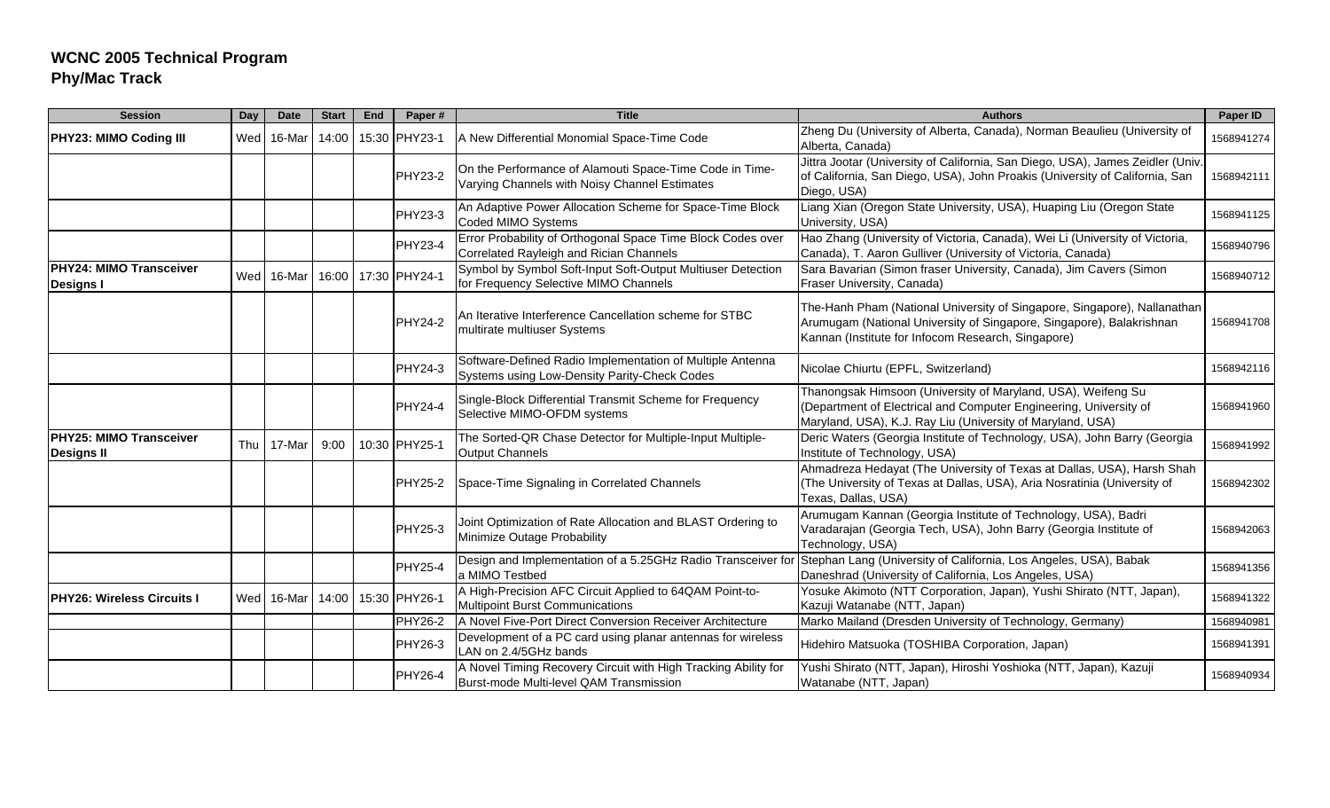**WCNC 2005 Technical Program**
**Phy/Mac Track**

| Session | Day | Date | Start | End | Paper # | Title | Authors | Paper ID |
|---|---|---|---|---|---|---|---|---|
| **PHY23: MIMO Coding III** | Wed | 16-Mar | 14:00 | 15:30 | PHY23-1 | A New Differential Monomial Space-Time Code | Zheng Du (University of Alberta, Canada), Norman Beaulieu (University of Alberta, Canada) | 1568941274 |
| | | | | | PHY23-2 | On the Performance of Alamouti Space-Time Code in Time-Varying Channels with Noisy Channel Estimates | Jittra Jootar (University of California, San Diego, USA), James Zeidler (Univ. of California, San Diego, USA), John Proakis (University of California, San Diego, USA) | 1568942111 |
| | | | | | PHY23-3 | An Adaptive Power Allocation Scheme for Space-Time Block Coded MIMO Systems | Liang Xian (Oregon State University, USA), Huaping Liu (Oregon State University, USA) | 1568941125 |
| | | | | | PHY23-4 | Error Probability of Orthogonal Space Time Block Codes over Correlated Rayleigh and Rician Channels | Hao Zhang (University of Victoria, Canada), Wei Li (University of Victoria, Canada), T. Aaron Gulliver (University of Victoria, Canada) | 1568940796 |
| **PHY24: MIMO Transceiver Designs I** | Wed | 16-Mar | 16:00 | 17:30 | PHY24-1 | Symbol by Symbol Soft-Input Soft-Output Multiuser Detection for Frequency Selective MIMO Channels | Sara Bavarian (Simon fraser University, Canada), Jim Cavers (Simon Fraser University, Canada) | 1568940712 |
| | | | | | PHY24-2 | An Iterative Interference Cancellation scheme for STBC multirate multiuser Systems | The-Hanh Pham (National University of Singapore, Singapore), Nallanathan Arumugam (National University of Singapore, Singapore), Balakrishnan Kannan (Institute for Infocom Research, Singapore) | 1568941708 |
| | | | | | PHY24-3 | Software-Defined Radio Implementation of Multiple Antenna Systems using Low-Density Parity-Check Codes | Nicolae Chiurtu (EPFL, Switzerland) | 1568942116 |
| | | | | | PHY24-4 | Single-Block Differential Transmit Scheme for Frequency Selective MIMO-OFDM systems | Thanongsak Himsoon (University of Maryland, USA), Weifeng Su (Department of Electrical and Computer Engineering, University of Maryland, USA), K.J. Ray Liu (University of Maryland, USA) | 1568941960 |
| **PHY25: MIMO Transceiver Designs II** | Thu | 17-Mar | 9:00 | 10:30 | PHY25-1 | The Sorted-QR Chase Detector for Multiple-Input Multiple-Output Channels | Deric Waters (Georgia Institute of Technology, USA), John Barry (Georgia Institute of Technology, USA) | 1568941992 |
| | | | | | PHY25-2 | Space-Time Signaling in Correlated Channels | Ahmadreza Hedayat (The University of Texas at Dallas, USA), Harsh Shah (The University of Texas at Dallas, USA), Aria Nosratinia (University of Texas, Dallas, USA) | 1568942302 |
| | | | | | PHY25-3 | Joint Optimization of Rate Allocation and BLAST Ordering to Minimize Outage Probability | Arumugam Kannan (Georgia Institute of Technology, USA), Badri Varadarajan (Georgia Tech, USA), John Barry (Georgia Institute of Technology, USA) | 1568942063 |
| | | | | | PHY25-4 | Design and Implementation of a 5.25GHz Radio Transceiver for a MIMO Testbed | Stephan Lang (University of California, Los Angeles, USA), Babak Daneshrad (University of California, Los Angeles, USA) | 1568941356 |
| **PHY26: Wireless Circuits I** | Wed | 16-Mar | 14:00 | 15:30 | PHY26-1 | A High-Precision AFC Circuit Applied to 64QAM Point-to-Multipoint Burst Communications | Yosuke Akimoto (NTT Corporation, Japan), Yushi Shirato (NTT, Japan), Kazuji Watanabe (NTT, Japan) | 1568941322 |
| | | | | | PHY26-2 | A Novel Five-Port Direct Conversion Receiver Architecture | Marko Mailand (Dresden University of Technology, Germany) | 1568940981 |
| | | | | | PHY26-3 | Development of a PC card using planar antennas for wireless LAN on 2.4/5GHz bands | Hidehiro Matsuoka (TOSHIBA Corporation, Japan) | 1568941391 |
| | | | | | PHY26-4 | A Novel Timing Recovery Circuit with High Tracking Ability for Burst-mode Multi-level QAM Transmission | Yushi Shirato (NTT, Japan), Hiroshi Yoshioka (NTT, Japan), Kazuji Watanabe (NTT, Japan) | 1568940934 |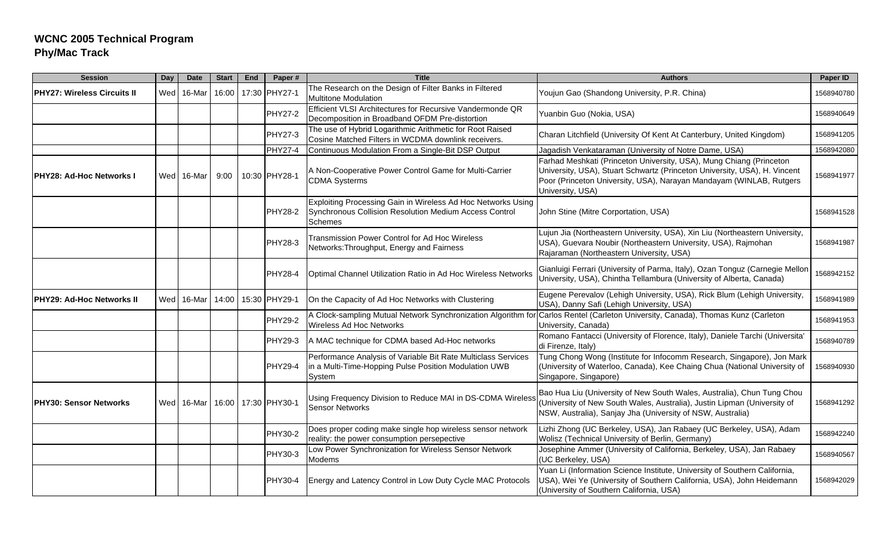**WCNC 2005 Technical Program**
**Phy/Mac Track**

| Session | Day | Date | Start | End | Paper # | Title | Authors | Paper ID |
|---|---|---|---|---|---|---|---|---|
| **PHY27: Wireless Circuits II** | Wed | 16-Mar | 16:00 | 17:30 | PHY27-1 | The Research on the Design of Filter Banks in Filtered Multitone Modulation | Youjun Gao (Shandong University, P.R. China) | 1568940780 |
| | | | | | PHY27-2 | Efficient VLSI Architectures for Recursive Vandermonde QR Decomposition in Broadband OFDM Pre-distortion | Yuanbin Guo (Nokia, USA) | 1568940649 |
| | | | | | PHY27-3 | The use of Hybrid Logarithmic Arithmetic for Root Raised Cosine Matched Filters in WCDMA downlink receivers. | Charan Litchfield (University Of Kent At Canterbury, United Kingdom) | 1568941205 |
| | | | | | PHY27-4 | Continuous Modulation From a Single-Bit DSP Output | Jagadish Venkataraman (University of Notre Dame, USA) | 1568942080 |
| **PHY28: Ad-Hoc Networks I** | Wed | 16-Mar | 9:00 | 10:30 | PHY28-1 | A Non-Cooperative Power Control Game for Multi-Carrier CDMA Systerms | Farhad Meshkati (Princeton University, USA), Mung Chiang (Princeton University, USA), Stuart Schwartz (Princeton University, USA), H. Vincent Poor (Princeton University, USA), Narayan Mandayam (WINLAB, Rutgers University, USA) | 1568941977 |
| | | | | | PHY28-2 | Exploiting Processing Gain in Wireless Ad Hoc Networks Using Synchronous Collision Resolution Medium Access Control Schemes | John Stine (Mitre Corportation, USA) | 1568941528 |
| | | | | | PHY28-3 | Transmission Power Control for Ad Hoc Wireless Networks:Throughput, Energy and Fairness | Lujun Jia (Northeastern University, USA), Xin Liu (Northeastern University, USA), Guevara Noubir (Northeastern University, USA), Rajmohan Rajaraman (Northeastern University, USA) | 1568941987 |
| | | | | | PHY28-4 | Optimal Channel Utilization Ratio in Ad Hoc Wireless Networks | Gianluigi Ferrari (University of Parma, Italy), Ozan Tonguz (Carnegie Mellon University, USA), Chintha Tellambura (University of Alberta, Canada) | 1568942152 |
| **PHY29: Ad-Hoc Networks II** | Wed | 16-Mar | 14:00 | 15:30 | PHY29-1 | On the Capacity of Ad Hoc Networks with Clustering | Eugene Perevalov (Lehigh University, USA), Rick Blum (Lehigh University, USA), Danny Safi (Lehigh University, USA) | 1568941989 |
| | | | | | PHY29-2 | A Clock-sampling Mutual Network Synchronization Algorithm for Wireless Ad Hoc Networks | Carlos Rentel (Carleton University, Canada), Thomas Kunz (Carleton University, Canada) | 1568941953 |
| | | | | | PHY29-3 | A MAC technique for CDMA based Ad-Hoc networks | Romano Fantacci (University of Florence, Italy), Daniele Tarchi (Universita' di Firenze, Italy) | 1568940789 |
| | | | | | PHY29-4 | Performance Analysis of Variable Bit Rate Multiclass Services in a Multi-Time-Hopping Pulse Position Modulation UWB System | Tung Chong Wong (Institute for Infocomm Research, Singapore), Jon Mark (University of Waterloo, Canada), Kee Chaing Chua (National University of Singapore, Singapore) | 1568940930 |
| **PHY30: Sensor Networks** | Wed | 16-Mar | 16:00 | 17:30 | PHY30-1 | Using Frequency Division to Reduce MAI in DS-CDMA Wireless Sensor Networks | Bao Hua Liu (University of New South Wales, Australia), Chun Tung Chou (University of New South Wales, Australia), Justin Lipman (University of NSW, Australia), Sanjay Jha (University of NSW, Australia) | 1568941292 |
| | | | | | PHY30-2 | Does proper coding make single hop wireless sensor network reality: the power consumption persepective | Lizhi Zhong (UC Berkeley, USA), Jan Rabaey (UC Berkeley, USA), Adam Wolisz (Technical University of Berlin, Germany) | 1568942240 |
| | | | | | PHY30-3 | Low Power Synchronization for Wireless Sensor Network Modems | Josephine Ammer (University of California, Berkeley, USA), Jan Rabaey (UC Berkeley, USA) | 1568940567 |
| | | | | | PHY30-4 | Energy and Latency Control in Low Duty Cycle MAC Protocols | Yuan Li (Information Science Institute, University of Southern California, USA), Wei Ye (University of Southern California, USA), John Heidemann (University of Southern California, USA) | 1568942029 |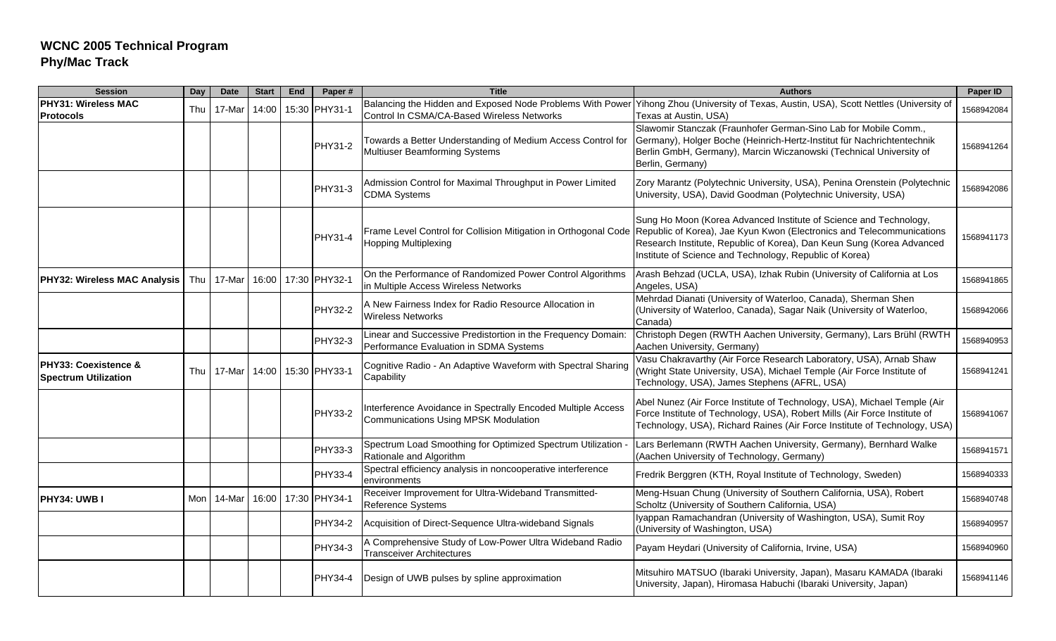**WCNC 2005 Technical Program**
**Phy/Mac Track**

| Session | Day | Date | Start | End | Paper # | Title | Authors | Paper ID |
|---|---|---|---|---|---|---|---|---|
| **PHY31: Wireless MAC Protocols** | Thu | 17-Mar | 14:00 | 15:30 | PHY31-1 | Balancing the Hidden and Exposed Node Problems With Power Control In CSMA/CA-Based Wireless Networks | Yihong Zhou (University of Texas, Austin, USA), Scott Nettles (University of Texas at Austin, USA) | 1568942084 |
| | | | | | PHY31-2 | Towards a Better Understanding of Medium Access Control for Multiuser Beamforming Systems | Slawomir Stanczak (Fraunhofer German-Sino Lab for Mobile Comm., Germany), Holger Boche (Heinrich-Hertz-Institut für Nachrichtentechnik Berlin GmbH, Germany), Marcin Wiczanowski (Technical University of Berlin, Germany) | 1568941264 |
| | | | | | PHY31-3 | Admission Control for Maximal Throughput in Power Limited CDMA Systems | Zory Marantz (Polytechnic University, USA), Penina Orenstein (Polytechnic University, USA), David Goodman (Polytechnic University, USA) | 1568942086 |
| | | | | | PHY31-4 | Frame Level Control for Collision Mitigation in Orthogonal Code Hopping Multiplexing | Sung Ho Moon (Korea Advanced Institute of Science and Technology, Republic of Korea), Jae Kyun Kwon (Electronics and Telecommunications Research Institute, Republic of Korea), Dan Keun Sung (Korea Advanced Institute of Science and Technology, Republic of Korea) | 1568941173 |
| **PHY32: Wireless MAC Analysis** | Thu | 17-Mar | 16:00 | 17:30 | PHY32-1 | On the Performance of Randomized Power Control Algorithms in Multiple Access Wireless Networks | Arash Behzad (UCLA, USA), Izhak Rubin (University of California at Los Angeles, USA) | 1568941865 |
| | | | | | PHY32-2 | A New Fairness Index for Radio Resource Allocation in Wireless Networks | Mehrdad Dianati (University of Waterloo, Canada), Sherman Shen (University of Waterloo, Canada), Sagar Naik (University of Waterloo, Canada) | 1568942066 |
| | | | | | PHY32-3 | Linear and Successive Predistortion in the Frequency Domain: Performance Evaluation in SDMA Systems | Christoph Degen (RWTH Aachen University, Germany), Lars Brühl (RWTH Aachen University, Germany) | 1568940953 |
| **PHY33: Coexistence & Spectrum Utilization** | Thu | 17-Mar | 14:00 | 15:30 | PHY33-1 | Cognitive Radio - An Adaptive Waveform with Spectral Sharing Capability | Vasu Chakravarthy (Air Force Research Laboratory, USA), Arnab Shaw (Wright State University, USA), Michael Temple (Air Force Institute of Technology, USA), James Stephens (AFRL, USA) | 1568941241 |
| | | | | | PHY33-2 | Interference Avoidance in Spectrally Encoded Multiple Access Communications Using MPSK Modulation | Abel Nunez (Air Force Institute of Technology, USA), Michael Temple (Air Force Institute of Technology, USA), Robert Mills (Air Force Institute of Technology, USA), Richard Raines (Air Force Institute of Technology, USA) | 1568941067 |
| | | | | | PHY33-3 | Spectrum Load Smoothing for Optimized Spectrum Utilization - Rationale and Algorithm | Lars Berlemann (RWTH Aachen University, Germany), Bernhard Walke (Aachen University of Technology, Germany) | 1568941571 |
| | | | | | PHY33-4 | Spectral efficiency analysis in noncooperative interference environments | Fredrik Berggren (KTH, Royal Institute of Technology, Sweden) | 1568940333 |
| **PHY34: UWB I** | Mon | 14-Mar | 16:00 | 17:30 | PHY34-1 | Receiver Improvement for Ultra-Wideband Transmitted-Reference Systems | Meng-Hsuan Chung (University of Southern California, USA), Robert Scholtz (University of Southern California, USA) | 1568940748 |
| | | | | | PHY34-2 | Acquisition of Direct-Sequence Ultra-wideband Signals | Iyappan Ramachandran (University of Washington, USA), Sumit Roy (University of Washington, USA) | 1568940957 |
| | | | | | PHY34-3 | A Comprehensive Study of Low-Power Ultra Wideband Radio Transceiver Architectures | Payam Heydari (University of California, Irvine, USA) | 1568940960 |
| | | | | | PHY34-4 | Design of UWB pulses by spline approximation | Mitsuhiro MATSUO (Ibaraki University, Japan), Masaru KAMADA (Ibaraki University, Japan), Hiromasa Habuchi (Ibaraki University, Japan) | 1568941146 |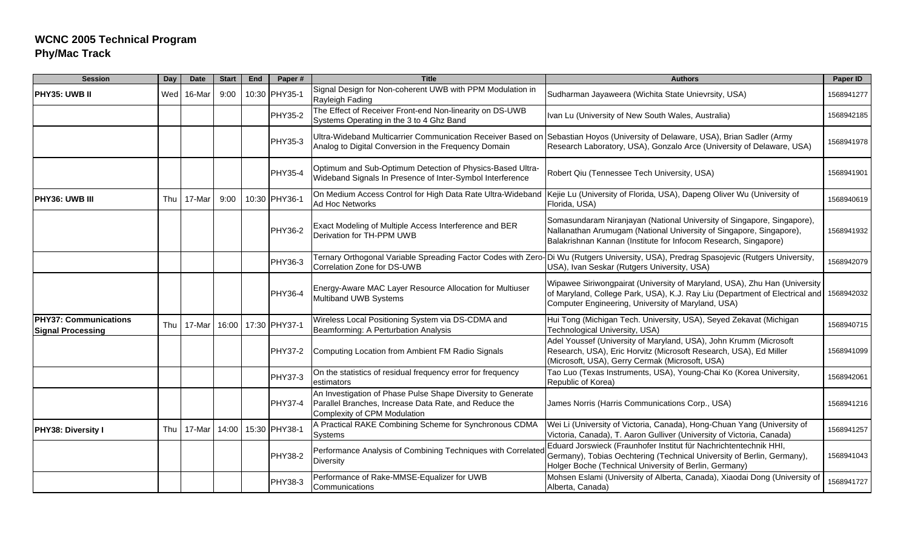**WCNC 2005 Technical Program**
**Phy/Mac Track**

| Session | Day | Date | Start | End | Paper # | Title | Authors | Paper ID |
|---|---|---|---|---|---|---|---|---|
| **PHY35: UWB II** | Wed | 16-Mar | 9:00 | 10:30 | PHY35-1 | Signal Design for Non-coherent UWB with PPM Modulation in Rayleigh Fading | Sudharman Jayaweera (Wichita State Unievrsity, USA) | 1568941277 |
| | | | | | PHY35-2 | The Effect of Receiver Front-end Non-linearity on DS-UWB Systems Operating in the 3 to 4 Ghz Band | Ivan Lu (University of New South Wales, Australia) | 1568942185 |
| | | | | | PHY35-3 | Ultra-Wideband Multicarrier Communication Receiver Based on Analog to Digital Conversion in the Frequency Domain | Sebastian Hoyos (University of Delaware, USA), Brian Sadler (Army Research Laboratory, USA), Gonzalo Arce (University of Delaware, USA) | 1568941978 |
| | | | | | PHY35-4 | Optimum and Sub-Optimum Detection of Physics-Based Ultra-Wideband Signals In Presence of Inter-Symbol Interference | Robert Qiu (Tennessee Tech University, USA) | 1568941901 |
| **PHY36: UWB III** | Thu | 17-Mar | 9:00 | 10:30 | PHY36-1 | On Medium Access Control for High Data Rate Ultra-Wideband Ad Hoc Networks | Kejie Lu (University of Florida, USA), Dapeng Oliver Wu (University of Florida, USA) | 1568940619 |
| | | | | | PHY36-2 | Exact Modeling of Multiple Access Interference and BER Derivation for TH-PPM UWB | Somasundaram Niranjayan (National University of Singapore, Singapore), Nallanathan Arumugam (National University of Singapore, Singapore), Balakrishnan Kannan (Institute for Infocom Research, Singapore) | 1568941932 |
| | | | | | PHY36-3 | Ternary Orthogonal Variable Spreading Factor Codes with Zero-Correlation Zone for DS-UWB | Di Wu (Rutgers University, USA), Predrag Spasojevic (Rutgers University, USA), Ivan Seskar (Rutgers University, USA) | 1568942079 |
| | | | | | PHY36-4 | Energy-Aware MAC Layer Resource Allocation for Multiuser Multiband UWB Systems | Wipawee Siriwongpairat (University of Maryland, USA), Zhu Han (University of Maryland, College Park, USA), K.J. Ray Liu (Department of Electrical and Computer Engineering, University of Maryland, USA) | 1568942032 |
| **PHY37: Communications Signal Processing** | Thu | 17-Mar | 16:00 | 17:30 | PHY37-1 | Wireless Local Positioning System via DS-CDMA and Beamforming: A Perturbation Analysis | Hui Tong (Michigan Tech. University, USA), Seyed Zekavat (Michigan Technological University, USA) | 1568940715 |
| | | | | | PHY37-2 | Computing Location from Ambient FM Radio Signals | Adel Youssef (University of Maryland, USA), John Krumm (Microsoft Research, USA), Eric Horvitz (Microsoft Research, USA), Ed Miller (Microsoft, USA), Gerry Cermak (Microsoft, USA) | 1568941099 |
| | | | | | PHY37-3 | On the statistics of residual frequency error for frequency estimators | Tao Luo (Texas Instruments, USA), Young-Chai Ko (Korea University, Republic of Korea) | 1568942061 |
| | | | | | PHY37-4 | An Investigation of Phase Pulse Shape Diversity to Generate Parallel Branches, Increase Data Rate, and Reduce the Complexity of CPM Modulation | James Norris (Harris Communications Corp., USA) | 1568941216 |
| **PHY38: Diversity I** | Thu | 17-Mar | 14:00 | 15:30 | PHY38-1 | A Practical RAKE Combining Scheme for Synchronous CDMA Systems | Wei Li (University of Victoria, Canada), Hong-Chuan Yang (University of Victoria, Canada), T. Aaron Gulliver (University of Victoria, Canada) | 1568941257 |
| | | | | | PHY38-2 | Performance Analysis of Combining Techniques with Correlated Diversity | Eduard Jorswieck (Fraunhofer Institut für Nachrichtentechnik HHI, Germany), Tobias Oechtering (Technical University of Berlin, Germany), Holger Boche (Technical University of Berlin, Germany) | 1568941043 |
| | | | | | PHY38-3 | Performance of Rake-MMSE-Equalizer for UWB Communications | Mohsen Eslami (University of Alberta, Canada), Xiaodai Dong (University of Alberta, Canada) | 1568941727 |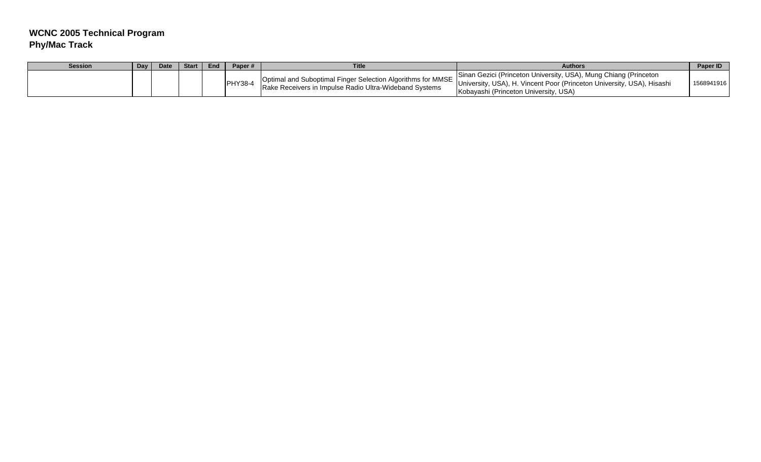**WCNC 2005 Technical Program**
**Phy/Mac Track**

| Session | Day | Date | Start | End | Paper # | Title | Authors | Paper ID |
|---|---|---|---|---|---|---|---|---|
| | | | | | PHY38-4 | Optimal and Suboptimal Finger Selection Algorithms for MMSE Rake Receivers in Impulse Radio Ultra-Wideband Systems | Sinan Gezici (Princeton University, USA), Mung Chiang (Princeton University, USA), H. Vincent Poor (Princeton University, USA), Hisashi Kobayashi (Princeton University, USA) | 1568941916 |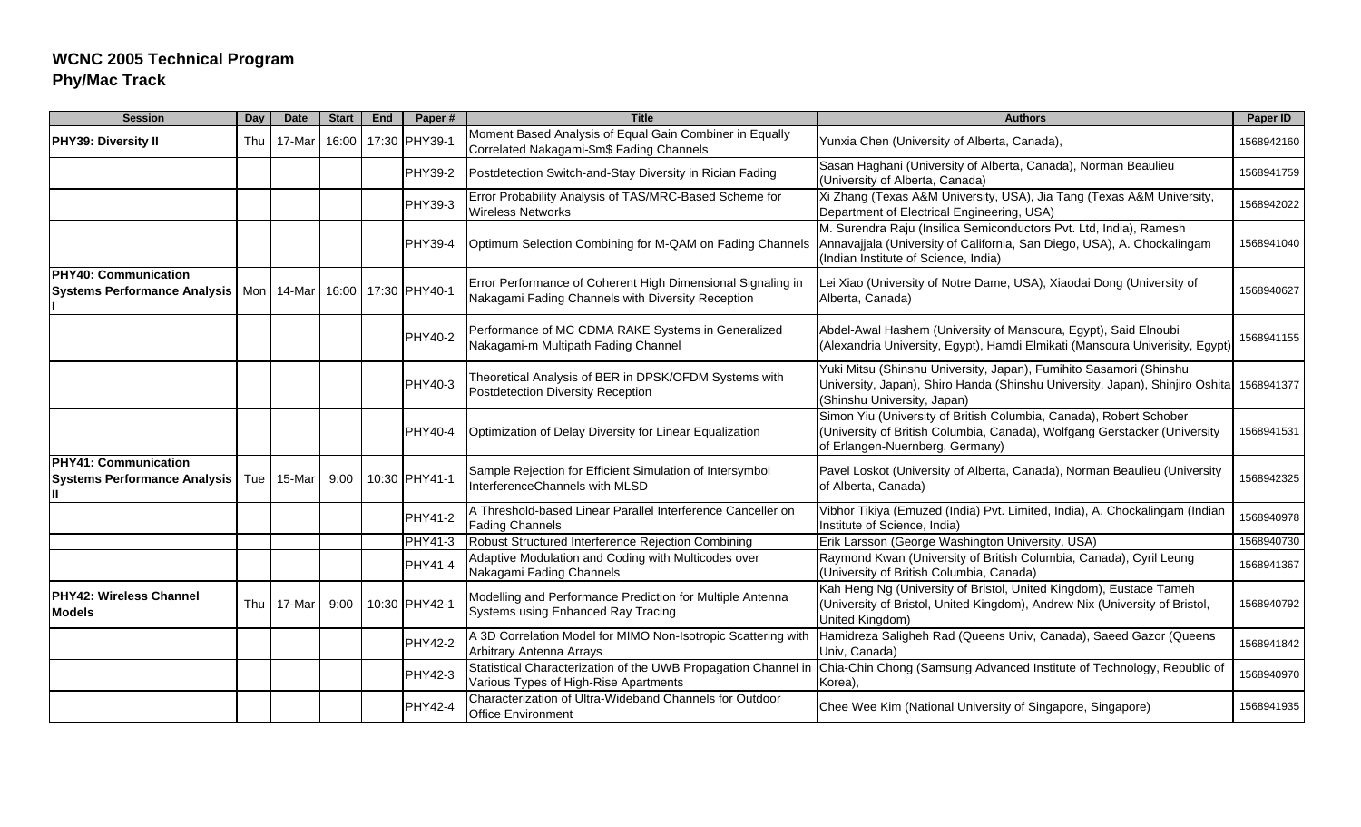**WCNC 2005 Technical Program**
**Phy/Mac Track**

| Session | Day | Date | Start | End | Paper # | Title | Authors | Paper ID |
|---|---|---|---|---|---|---|---|---|
| **PHY39: Diversity II** | Thu | 17-Mar | 16:00 | 17:30 | PHY39-1 | Moment Based Analysis of Equal Gain Combiner in Equally Correlated Nakagami-$m$ Fading Channels | Yunxia Chen (University of Alberta, Canada), | 1568942160 |
| | | | | | PHY39-2 | Postdetection Switch-and-Stay Diversity in Rician Fading | Sasan Haghani (University of Alberta, Canada), Norman Beaulieu (University of Alberta, Canada) | 1568941759 |
| | | | | | PHY39-3 | Error Probability Analysis of TAS/MRC-Based Scheme for Wireless Networks | Xi Zhang (Texas A&M University, USA), Jia Tang (Texas A&M University, Department of Electrical Engineering, USA) | 1568942022 |
| | | | | | PHY39-4 | Optimum Selection Combining for M-QAM on Fading Channels | M. Surendra Raju (Insilica Semiconductors Pvt. Ltd, India), Ramesh Annavajjala (University of California, San Diego, USA), A. Chockalingam (Indian Institute of Science, India) | 1568941040 |
| **PHY40: Communication Systems Performance Analysis I** | Mon | 14-Mar | 16:00 | 17:30 | PHY40-1 | Error Performance of Coherent High Dimensional Signaling in Nakagami Fading Channels with Diversity Reception | Lei Xiao (University of Notre Dame, USA), Xiaodai Dong (University of Alberta, Canada) | 1568940627 |
| | | | | | PHY40-2 | Performance of MC CDMA RAKE Systems in Generalized Nakagami-m Multipath Fading Channel | Abdel-Awal Hashem (University of Mansoura, Egypt), Said Elnoubi (Alexandria University, Egypt), Hamdi Elmikati (Mansoura Univerisity, Egypt) | 1568941155 |
| | | | | | PHY40-3 | Theoretical Analysis of BER in DPSK/OFDM Systems with Postdetection Diversity Reception | Yuki Mitsu (Shinshu University, Japan), Fumihito Sasamori (Shinshu University, Japan), Shiro Handa (Shinshu University, Japan), Shinjiro Oshita (Shinshu University, Japan) | 1568941377 |
| | | | | | PHY40-4 | Optimization of Delay Diversity for Linear Equalization | Simon Yiu (University of British Columbia, Canada), Robert Schober (University of British Columbia, Canada), Wolfgang Gerstacker (University of Erlangen-Nuernberg, Germany) | 1568941531 |
| **PHY41: Communication Systems Performance Analysis II** | Tue | 15-Mar | 9:00 | 10:30 | PHY41-1 | Sample Rejection for Efficient Simulation of Intersymbol InterferenceChannels with MLSD | Pavel Loskot (University of Alberta, Canada), Norman Beaulieu (University of Alberta, Canada) | 1568942325 |
| | | | | | PHY41-2 | A Threshold-based Linear Parallel Interference Canceller on Fading Channels | Vibhor Tikiya (Emuzed (India) Pvt. Limited, India), A. Chockalingam (Indian Institute of Science, India) | 1568940978 |
| | | | | | PHY41-3 | Robust Structured Interference Rejection Combining | Erik Larsson (George Washington University, USA) | 1568940730 |
| | | | | | PHY41-4 | Adaptive Modulation and Coding with Multicodes over Nakagami Fading Channels | Raymond Kwan (University of British Columbia, Canada), Cyril Leung (University of British Columbia, Canada) | 1568941367 |
| **PHY42: Wireless Channel Models** | Thu | 17-Mar | 9:00 | 10:30 | PHY42-1 | Modelling and Performance Prediction for Multiple Antenna Systems using Enhanced Ray Tracing | Kah Heng Ng (University of Bristol, United Kingdom), Eustace Tameh (University of Bristol, United Kingdom), Andrew Nix (University of Bristol, United Kingdom) | 1568940792 |
| | | | | | PHY42-2 | A 3D Correlation Model for MIMO Non-Isotropic Scattering with Arbitrary Antenna Arrays | Hamidreza Saligheh Rad (Queens Univ, Canada), Saeed Gazor (Queens Univ, Canada) | 1568941842 |
| | | | | | PHY42-3 | Statistical Characterization of the UWB Propagation Channel in Various Types of High-Rise Apartments | Chia-Chin Chong (Samsung Advanced Institute of Technology, Republic of Korea), | 1568940970 |
| | | | | | PHY42-4 | Characterization of Ultra-Wideband Channels for Outdoor Office Environment | Chee Wee Kim (National University of Singapore, Singapore) | 1568941935 |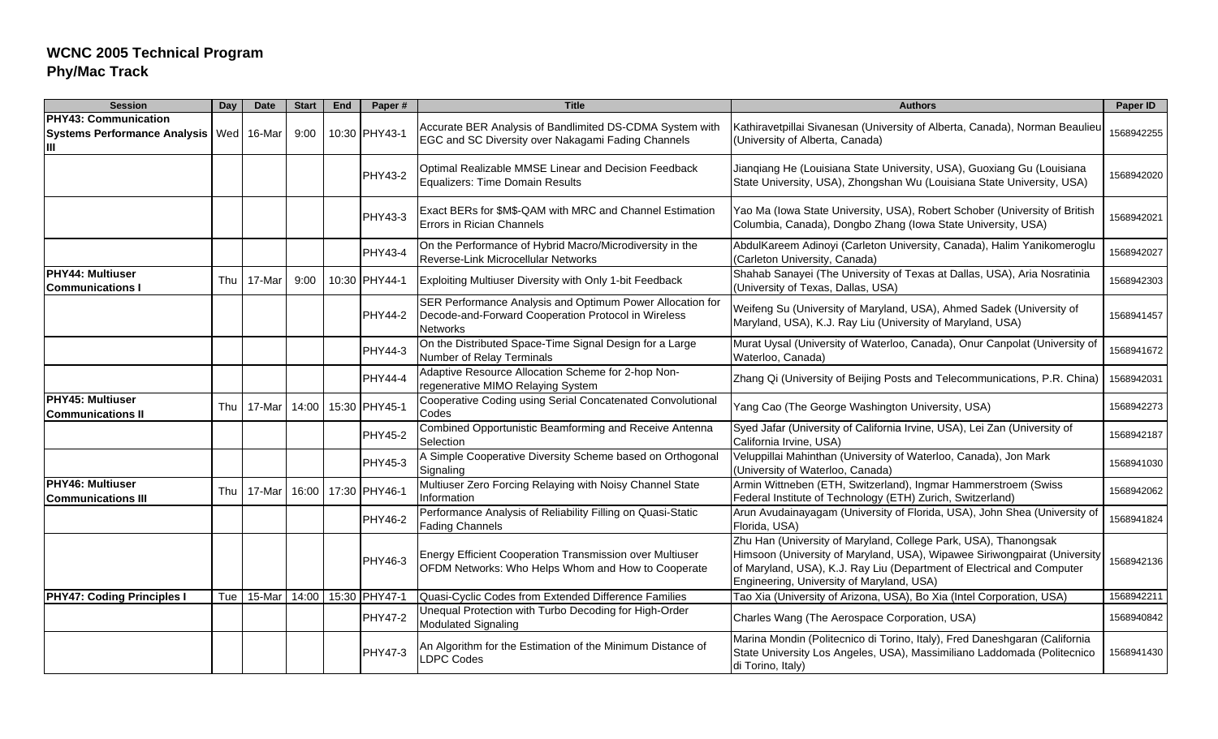**WCNC 2005 Technical Program**
**Phy/Mac Track**

| Session | Day | Date | Start | End | Paper # | Title | Authors | Paper ID |
|---|---|---|---|---|---|---|---|---|
| **PHY43: Communication Systems Performance Analysis III** | Wed | 16-Mar | 9:00 | 10:30 | PHY43-1 | Accurate BER Analysis of Bandlimited DS-CDMA System with EGC and SC Diversity over Nakagami Fading Channels | Kathiravetpillai Sivanesan (University of Alberta, Canada), Norman Beaulieu (University of Alberta, Canada) | 1568942255 |
| | | | | | PHY43-2 | Optimal Realizable MMSE Linear and Decision Feedback Equalizers: Time Domain Results | Jianqiang He (Louisiana State University, USA), Guoxiang Gu (Louisiana State University, USA), Zhongshan Wu (Louisiana State University, USA) | 1568942020 |
| | | | | | PHY43-3 | Exact BERs for $M$-QAM with MRC and Channel Estimation Errors in Rician Channels | Yao Ma (Iowa State University, USA), Robert Schober (University of British Columbia, Canada), Dongbo Zhang (Iowa State University, USA) | 1568942021 |
| | | | | | PHY43-4 | On the Performance of Hybrid Macro/Microdiversity in the Reverse-Link Microcellular Networks | AbdulKareem Adinoyi (Carleton University, Canada), Halim Yanikomeroglu (Carleton University, Canada) | 1568942027 |
| **PHY44: Multiuser Communications I** | Thu | 17-Mar | 9:00 | 10:30 | PHY44-1 | Exploiting Multiuser Diversity with Only 1-bit Feedback | Shahab Sanayei (The University of Texas at Dallas, USA), Aria Nosratinia (University of Texas, Dallas, USA) | 1568942303 |
| | | | | | PHY44-2 | SER Performance Analysis and Optimum Power Allocation for Decode-and-Forward Cooperation Protocol in Wireless Networks | Weifeng Su (University of Maryland, USA), Ahmed Sadek (University of Maryland, USA), K.J. Ray Liu (University of Maryland, USA) | 1568941457 |
| | | | | | PHY44-3 | On the Distributed Space-Time Signal Design for a Large Number of Relay Terminals | Murat Uysal (University of Waterloo, Canada), Onur Canpolat (University of Waterloo, Canada) | 1568941672 |
| | | | | | PHY44-4 | Adaptive Resource Allocation Scheme for 2-hop Non-regenerative MIMO Relaying System | Zhang Qi (University of Beijing Posts and Telecommunications, P.R. China) | 1568942031 |
| **PHY45: Multiuser Communications II** | Thu | 17-Mar | 14:00 | 15:30 | PHY45-1 | Cooperative Coding using Serial Concatenated Convolutional Codes | Yang Cao (The George Washington University, USA) | 1568942273 |
| | | | | | PHY45-2 | Combined Opportunistic Beamforming and Receive Antenna Selection | Syed Jafar (University of California Irvine, USA), Lei Zan (University of California Irvine, USA) | 1568942187 |
| | | | | | PHY45-3 | A Simple Cooperative Diversity Scheme based on Orthogonal Signaling | Veluppillai Mahinthan (University of Waterloo, Canada), Jon Mark (University of Waterloo, Canada) | 1568941030 |
| **PHY46: Multiuser Communications III** | Thu | 17-Mar | 16:00 | 17:30 | PHY46-1 | Multiuser Zero Forcing Relaying with Noisy Channel State Information | Armin Wittneben (ETH, Switzerland), Ingmar Hammerstroem (Swiss Federal Institute of Technology (ETH) Zurich, Switzerland) | 1568942062 |
| | | | | | PHY46-2 | Performance Analysis of Reliability Filling on Quasi-Static Fading Channels | Arun Avudainayagam (University of Florida, USA), John Shea (University of Florida, USA) | 1568941824 |
| | | | | | PHY46-3 | Energy Efficient Cooperation Transmission over Multiuser OFDM Networks: Who Helps Whom and How to Cooperate | Zhu Han (University of Maryland, College Park, USA), Thanongsak Himsoon (University of Maryland, USA), Wipawee Siriwongpairat (University of Maryland, USA), K.J. Ray Liu (Department of Electrical and Computer Engineering, University of Maryland, USA) | 1568942136 |
| **PHY47: Coding Principles I** | Tue | 15-Mar | 14:00 | 15:30 | PHY47-1 | Quasi-Cyclic Codes from Extended Difference Families | Tao Xia (University of Arizona, USA), Bo Xia (Intel Corporation, USA) | 1568942211 |
| | | | | | PHY47-2 | Unequal Protection with Turbo Decoding for High-Order Modulated Signaling | Charles Wang (The Aerospace Corporation, USA) | 1568940842 |
| | | | | | PHY47-3 | An Algorithm for the Estimation of the Minimum Distance of LDPC Codes | Marina Mondin (Politecnico di Torino, Italy), Fred Daneshgaran (California State University Los Angeles, USA), Massimiliano Laddomada (Politecnico di Torino, Italy) | 1568941430 |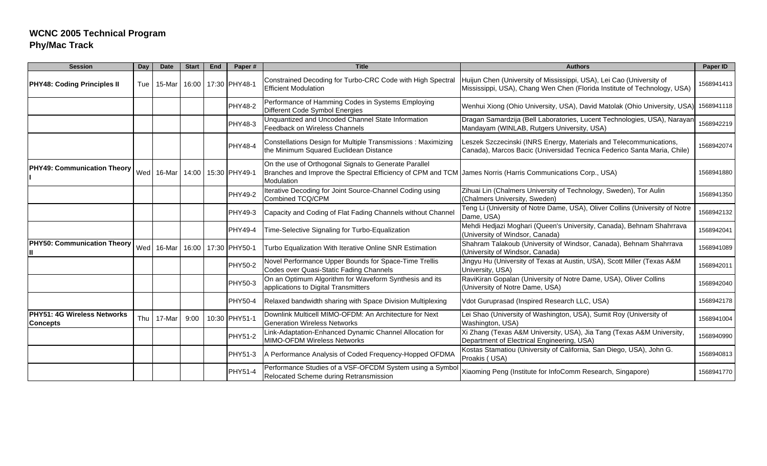# WCNC 2005 Technical Program
## Phy/Mac Track

| Session | Day | Date | Start | End | Paper # | Title | Authors | Paper ID |
|---|---|---|---|---|---|---|---|---|
| **PHY48: Coding Principles II** | Tue | 15-Mar | 16:00 | 17:30 | PHY48-1 | Constrained Decoding for Turbo-CRC Code with High Spectral Efficient Modulation | Huijun Chen (University of Mississippi, USA), Lei Cao (University of Mississippi, USA), Chang Wen Chen (Florida Institute of Technology, USA) | 1568941413 |
| | | | | | PHY48-2 | Performance of Hamming Codes in Systems Employing Different Code Symbol Energies | Wenhui Xiong (Ohio University, USA), David Matolak (Ohio University, USA) | 1568941118 |
| | | | | | PHY48-3 | Unquantized and Uncoded Channel State Information Feedback on Wireless Channels | Dragan Samardzija (Bell Laboratories, Lucent Technologies, USA), Narayan Mandayam (WINLAB, Rutgers University, USA) | 1568942219 |
| | | | | | PHY48-4 | Constellations Design for Multiple Transmissions : Maximizing the Minimum Squared Euclidean Distance | Leszek Szczecinski (INRS Energy, Materials and Telecommunications, Canada), Marcos Bacic (Universidad Tecnica Federico Santa Maria, Chile) | 1568942074 |
| **PHY49: Communication Theory I** | Wed | 16-Mar | 14:00 | 15:30 | PHY49-1 | On the use of Orthogonal Signals to Generate Parallel Branches and Improve the Spectral Efficiency of CPM and TCM Modulation | James Norris (Harris Communications Corp., USA) | 1568941880 |
| | | | | | PHY49-2 | Iterative Decoding for Joint Source-Channel Coding using Combined TCQ/CPM | Zihuai Lin (Chalmers University of Technology, Sweden), Tor Aulin (Chalmers University, Sweden) | 1568941350 |
| | | | | | PHY49-3 | Capacity and Coding of Flat Fading Channels without Channel | Teng Li (University of Notre Dame, USA), Oliver Collins (University of Notre Dame, USA) | 1568942132 |
| | | | | | PHY49-4 | Time-Selective Signaling for Turbo-Equalization | Mehdi Hedjazi Moghari (Queen's University, Canada), Behnam Shahrrava (University of Windsor, Canada) | 1568942041 |
| **PHY50: Communication Theory II** | Wed | 16-Mar | 16:00 | 17:30 | PHY50-1 | Turbo Equalization With Iterative Online SNR Estimation | Shahram Talakoub (University of Windsor, Canada), Behnam Shahrrava (University of Windsor, Canada) | 1568941089 |
| | | | | | PHY50-2 | Novel Performance Upper Bounds for Space-Time Trellis Codes over Quasi-Static Fading Channels | Jingyu Hu (University of Texas at Austin, USA), Scott Miller (Texas A&M University, USA) | 1568942011 |
| | | | | | PHY50-3 | On an Optimum Algorithm for Waveform Synthesis and its applications to Digital Transmitters | RaviKiran Gopalan (University of Notre Dame, USA), Oliver Collins (University of Notre Dame, USA) | 1568942040 |
| | | | | | PHY50-4 | Relaxed bandwidth sharing with Space Division Multiplexing | Vdot Guruprasad (Inspired Research LLC, USA) | 1568942178 |
| **PHY51: 4G Wireless Networks Concepts** | Thu | 17-Mar | 9:00 | 10:30 | PHY51-1 | Downlink Multicell MIMO-OFDM: An Architecture for Next Generation Wireless Networks | Lei Shao (University of Washington, USA), Sumit Roy (University of Washington, USA) | 1568941004 |
| | | | | | PHY51-2 | Link-Adaptation-Enhanced Dynamic Channel Allocation for MIMO-OFDM Wireless Networks | Xi Zhang (Texas A&M University, USA), Jia Tang (Texas A&M University, Department of Electrical Engineering, USA) | 1568940990 |
| | | | | | PHY51-3 | A Performance Analysis of Coded Frequency-Hopped OFDMA | Kostas Stamatiou (University of California, San Diego, USA), John G. Proakis ( USA) | 1568940813 |
| | | | | | PHY51-4 | Performance Studies of a VSF-OFCDM System using a Symbol Relocated Scheme during Retransmission | Xiaoming Peng (Institute for InfoComm Research, Singapore) | 1568941770 |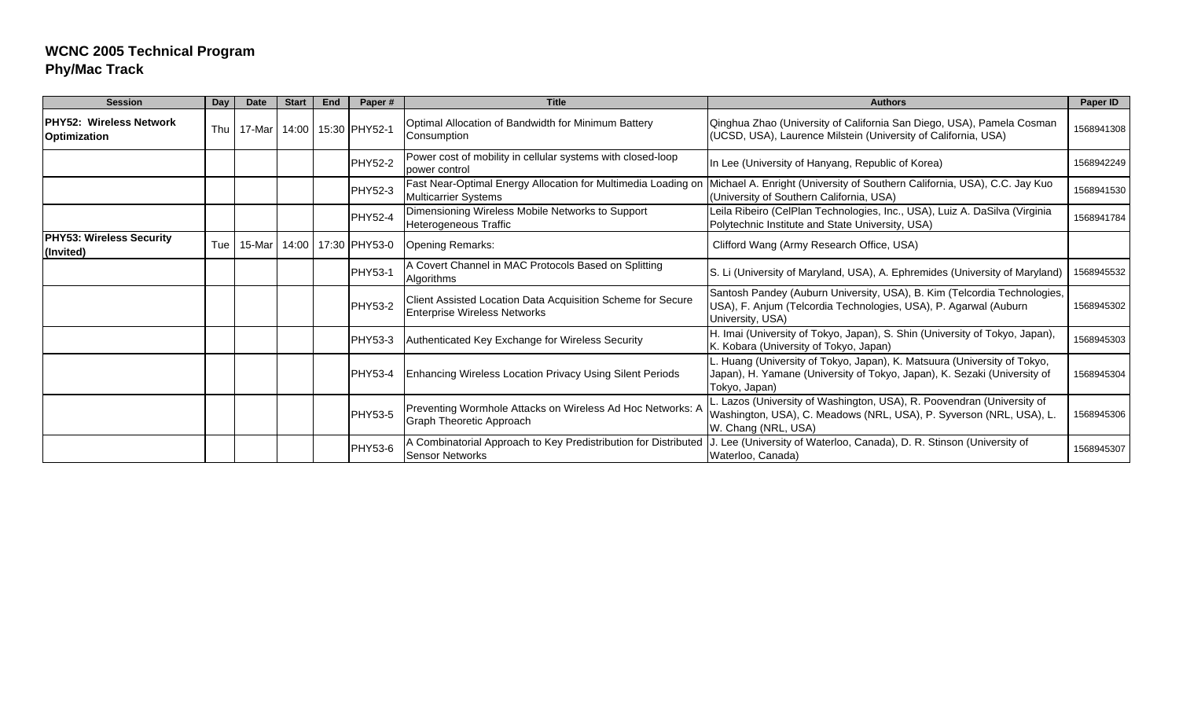**WCNC 2005 Technical Program**
**Phy/Mac Track**

| Session | Day | Date | Start | End | Paper # | Title | Authors | Paper ID |
|---|---|---|---|---|---|---|---|---|
| **PHY52: Wireless Network Optimization** | Thu | 17-Mar | 14:00 | 15:30 | PHY52-1 | Optimal Allocation of Bandwidth for Minimum Battery Consumption | Qinghua Zhao (University of California San Diego, USA), Pamela Cosman (UCSD, USA), Laurence Milstein (University of California, USA) | 1568941308 |
| | | | | | PHY52-2 | Power cost of mobility in cellular systems with closed-loop power control | In Lee (University of Hanyang, Republic of Korea) | 1568942249 |
| | | | | | PHY52-3 | Fast Near-Optimal Energy Allocation for Multimedia Loading on Multicarrier Systems | Michael A. Enright (University of Southern California, USA), C.C. Jay Kuo (University of Southern California, USA) | 1568941530 |
| | | | | | PHY52-4 | Dimensioning Wireless Mobile Networks to Support Heterogeneous Traffic | Leila Ribeiro (CelPlan Technologies, Inc., USA), Luiz A. DaSilva (Virginia Polytechnic Institute and State University, USA) | 1568941784 |
| **PHY53: Wireless Security (Invited)** | Tue | 15-Mar | 14:00 | 17:30 | PHY53-0 | Opening Remarks: | Clifford Wang (Army Research Office, USA) | |
| | | | | | PHY53-1 | A Covert Channel in MAC Protocols Based on Splitting Algorithms | S. Li (University of Maryland, USA), A. Ephremides (University of Maryland) | 1568945532 |
| | | | | | PHY53-2 | Client Assisted Location Data Acquisition Scheme for Secure Enterprise Wireless Networks | Santosh Pandey (Auburn University, USA), B. Kim (Telcordia Technologies, USA), F. Anjum (Telcordia Technologies, USA), P. Agarwal (Auburn University, USA) | 1568945302 |
| | | | | | PHY53-3 | Authenticated Key Exchange for Wireless Security | H. Imai (University of Tokyo, Japan), S. Shin (University of Tokyo, Japan), K. Kobara (University of Tokyo, Japan) | 1568945303 |
| | | | | | PHY53-4 | Enhancing Wireless Location Privacy Using Silent Periods | L. Huang (University of Tokyo, Japan), K. Matsuura (University of Tokyo, Japan), H. Yamane (University of Tokyo, Japan), K. Sezaki (University of Tokyo, Japan) | 1568945304 |
| | | | | | PHY53-5 | Preventing Wormhole Attacks on Wireless Ad Hoc Networks: A Graph Theoretic Approach | L. Lazos (University of Washington, USA), R. Poovendran (University of Washington, USA), C. Meadows (NRL, USA), P. Syverson (NRL, USA), L. W. Chang (NRL, USA) | 1568945306 |
| | | | | | PHY53-6 | A Combinatorial Approach to Key Predistribution for Distributed Sensor Networks | J. Lee (University of Waterloo, Canada), D. R. Stinson (University of Waterloo, Canada) | 1568945307 |